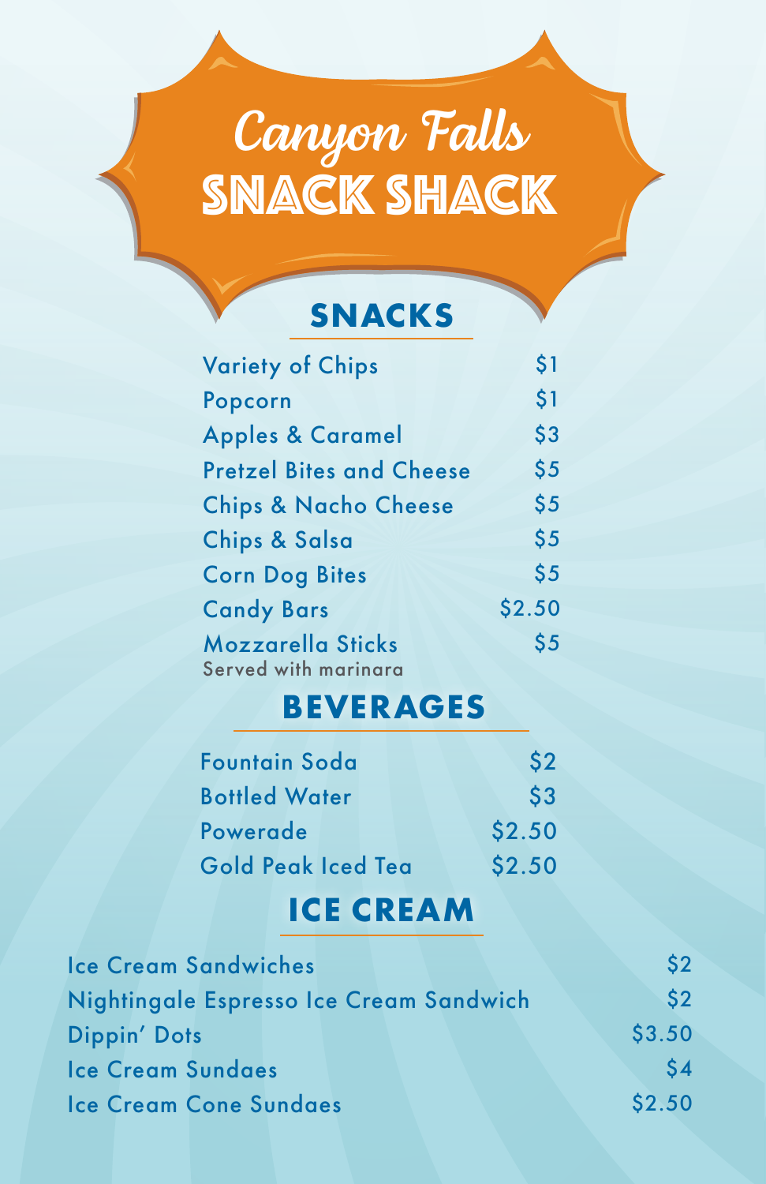# Canyon Falls Snack Shack

## SNACKS

| Item | Price |
| --- | --- |
| Variety of Chips | $1 |
| Popcorn | $1 |
| Apples & Caramel | $3 |
| Pretzel Bites and Cheese | $5 |
| Chips & Nacho Cheese | $5 |
| Chips & Salsa | $5 |
| Corn Dog Bites | $5 |
| Candy Bars | $2.50 |
| Mozzarella Sticks<br>Served with marinara | $5 |

## BEVERAGES

| Item | Price |
| --- | --- |
| Fountain Soda | $2 |
| Bottled Water | $3 |
| Powerade | $2.50 |
| Gold Peak Iced Tea | $2.50 |

## ICE CREAM

| Item | Price |
| --- | --- |
| Ice Cream Sandwiches | $2 |
| Nightingale Espresso Ice Cream Sandwich | $2 |
| Dippin' Dots | $3.50 |
| Ice Cream Sundaes | $4 |
| Ice Cream Cone Sundaes | $2.50 |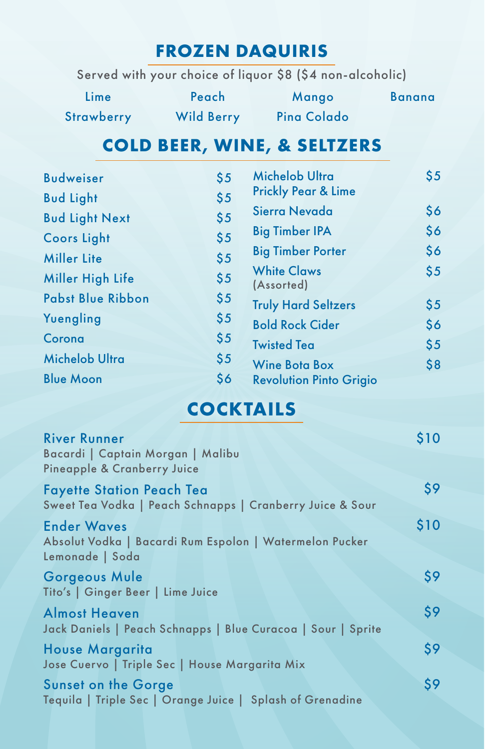## FROZEN DAQUIRIS

Served with your choice of liquor $8 ($4 non-alcoholic)

| | | | |
|---|---|---|---|
| Lime | Peach | Mango | Banana |
| Strawberry | Wild Berry | Pina Colado | |

## COLD BEER, WINE, & SELTZERS

| | |
|---|---|
| Budweiser | $5 |
| Bud Light | $5 |
| Bud Light Next | $5 |
| Coors Light | $5 |
| Miller Lite | $5 |
| Miller High Life | $5 |
| Pabst Blue Ribbon | $5 |
| Yuengling | $5 |
| Corona | $5 |
| Michelob Ultra | $5 |
| Blue Moon | $6 |
| Michelob Ultra Prickly Pear & Lime | $5 |
| Sierra Nevada | $6 |
| Big Timber IPA | $6 |
| Big Timber Porter | $6 |
| White Claws (Assorted) | $5 |
| Truly Hard Seltzers | $5 |
| Bold Rock Cider | $6 |
| Twisted Tea | $5 |
| Wine Bota Box Revolution Pinto Grigio | $8 |

## COCKTAILS

**River Runner** — $10
Bacardi | Captain Morgan | Malibu
Pineapple & Cranberry Juice

**Fayette Station Peach Tea** — $9
Sweet Tea Vodka | Peach Schnapps | Cranberry Juice & Sour

**Ender Waves** — $10
Absolut Vodka | Bacardi Rum Espolon | Watermelon Pucker
Lemonade | Soda

**Gorgeous Mule** — $9
Tito's | Ginger Beer | Lime Juice

**Almost Heaven** — $9
Jack Daniels | Peach Schnapps | Blue Curacoa | Sour | Sprite

**House Margarita** — $9
Jose Cuervo | Triple Sec | House Margarita Mix

**Sunset on the Gorge** — $9
Tequila | Triple Sec | Orange Juice | Splash of Grenadine